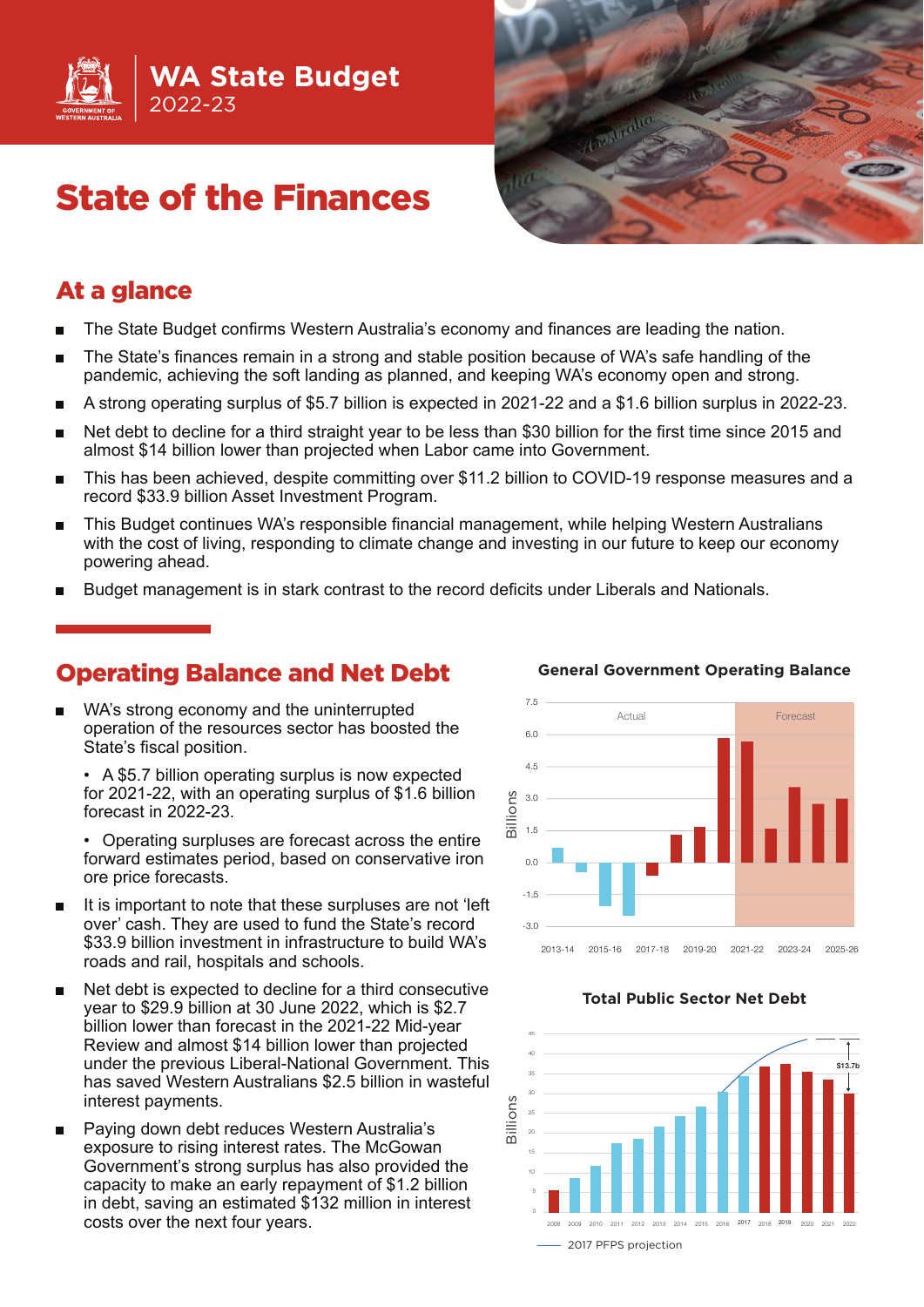# WA State Budget 2022-23

# State of the Finances

## At a glance

- The State Budget confirms Western Australia's economy and finances are leading the nation.
- The State's finances remain in a strong and stable position because of WA's safe handling of the pandemic, achieving the soft landing as planned, and keeping WA's economy open and strong.
- A strong operating surplus of $5.7 billion is expected in 2021-22 and a $1.6 billion surplus in 2022-23.
- Net debt to decline for a third straight year to be less than $30 billion for the first time since 2015 and almost $14 billion lower than projected when Labor came into Government.
- This has been achieved, despite committing over $11.2 billion to COVID-19 response measures and a record $33.9 billion Asset Investment Program.
- This Budget continues WA's responsible financial management, while helping Western Australians with the cost of living, responding to climate change and investing in our future to keep our economy powering ahead.
- Budget management is in stark contrast to the record deficits under Liberals and Nationals.

## Operating Balance and Net Debt

- WA's strong economy and the uninterrupted operation of the resources sector has boosted the State's fiscal position.
  - A $5.7 billion operating surplus is now expected for 2021-22, with an operating surplus of $1.6 billion forecast in 2022-23.
  - Operating surpluses are forecast across the entire forward estimates period, based on conservative iron ore price forecasts.
- It is important to note that these surpluses are not 'left over' cash. They are used to fund the State's record $33.9 billion investment in infrastructure to build WA's roads and rail, hospitals and schools.
- Net debt is expected to decline for a third consecutive year to $29.9 billion at 30 June 2022, which is $2.7 billion lower than forecast in the 2021-22 Mid-year Review and almost $14 billion lower than projected under the previous Liberal-National Government. This has saved Western Australians $2.5 billion in wasteful interest payments.
- Paying down debt reduces Western Australia's exposure to rising interest rates. The McGowan Government's strong surplus has also provided the capacity to make an early repayment of $1.2 billion in debt, saving an estimated $132 million in interest costs over the next four years.

**General Government Operating Balance**

**Total Public Sector Net Debt**

2017 PFPS projection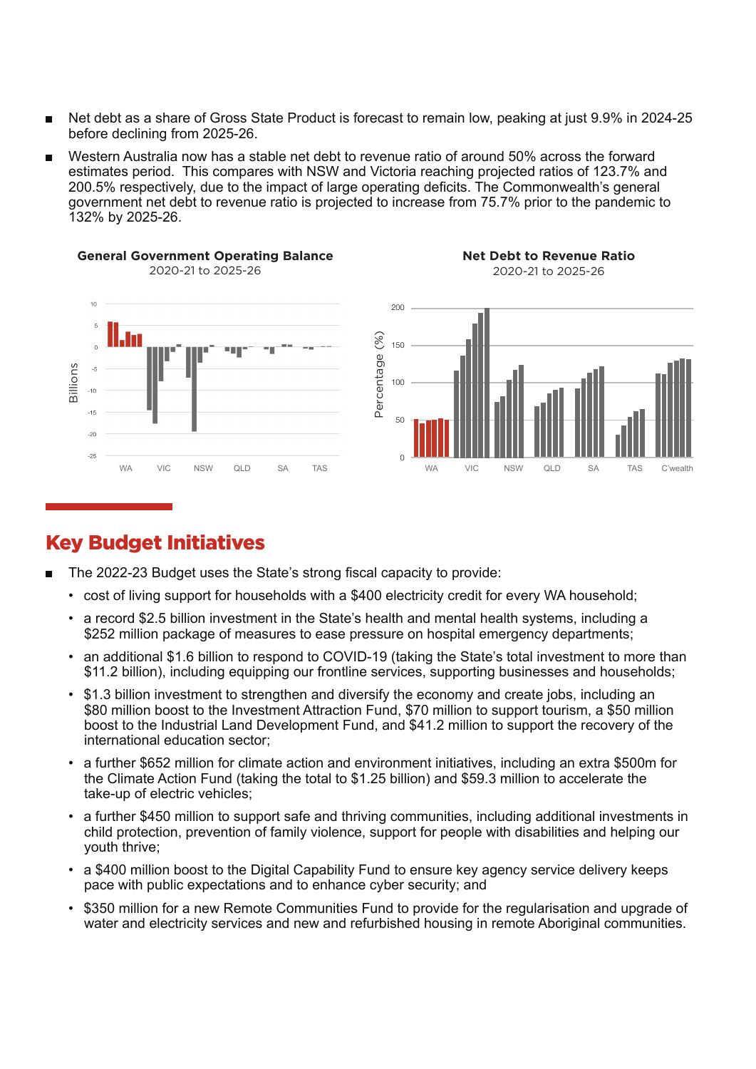- Net debt as a share of Gross State Product is forecast to remain low, peaking at just 9.9% in 2024-25 before declining from 2025-26.
- Western Australia now has a stable net debt to revenue ratio of around 50% across the forward estimates period. This compares with NSW and Victoria reaching projected ratios of 123.7% and 200.5% respectively, due to the impact of large operating deficits. The Commonwealth's general government net debt to revenue ratio is projected to increase from 75.7% prior to the pandemic to 132% by 2025-26.

**General Government Operating Balance**
2020-21 to 2025-26

**Net Debt to Revenue Ratio**
2020-21 to 2025-26

## Key Budget Initiatives

- The 2022-23 Budget uses the State's strong fiscal capacity to provide:
  - cost of living support for households with a $400 electricity credit for every WA household;
  - a record $2.5 billion investment in the State's health and mental health systems, including a $252 million package of measures to ease pressure on hospital emergency departments;
  - an additional $1.6 billion to respond to COVID-19 (taking the State's total investment to more than $11.2 billion), including equipping our frontline services, supporting businesses and households;
  - $1.3 billion investment to strengthen and diversify the economy and create jobs, including an $80 million boost to the Investment Attraction Fund, $70 million to support tourism, a $50 million boost to the Industrial Land Development Fund, and $41.2 million to support the recovery of the international education sector;
  - a further $652 million for climate action and environment initiatives, including an extra $500m for the Climate Action Fund (taking the total to $1.25 billion) and $59.3 million to accelerate the take-up of electric vehicles;
  - a further $450 million to support safe and thriving communities, including additional investments in child protection, prevention of family violence, support for people with disabilities and helping our youth thrive;
  - a $400 million boost to the Digital Capability Fund to ensure key agency service delivery keeps pace with public expectations and to enhance cyber security; and
  - $350 million for a new Remote Communities Fund to provide for the regularisation and upgrade of water and electricity services and new and refurbished housing in remote Aboriginal communities.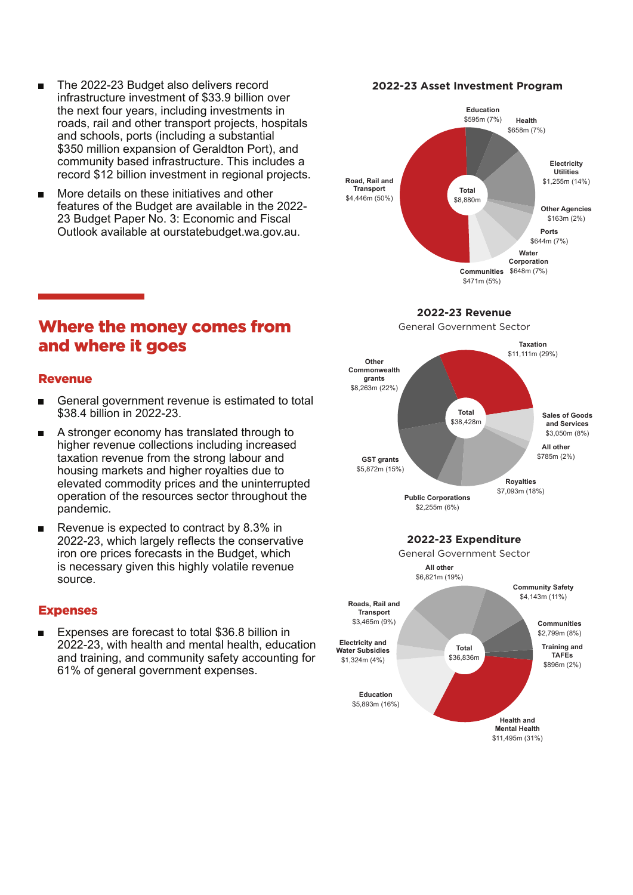- The 2022-23 Budget also delivers record infrastructure investment of $33.9 billion over the next four years, including investments in roads, rail and other transport projects, hospitals and schools, ports (including a substantial $350 million expansion of Geraldton Port), and community based infrastructure. This includes a record $12 billion investment in regional projects.
- More details on these initiatives and other features of the Budget are available in the 2022-23 Budget Paper No. 3: Economic and Fiscal Outlook available at ourstatebudget.wa.gov.au.

**2022-23 Asset Investment Program**

| Category | Amount |
|---|---|
| Road, Rail and Transport | $4,446m (50%) |
| Education | $595m (7%) |
| Health | $658m (7%) |
| Electricity Utilities | $1,255m (14%) |
| Other Agencies | $163m (2%) |
| Ports | $644m (7%) |
| Water Corporation | $648m (7%) |
| Communities | $471m (5%) |
| Total | $8,880m |

## Where the money comes from and where it goes

### Revenue

- General government revenue is estimated to total $38.4 billion in 2022-23.
- A stronger economy has translated through to higher revenue collections including increased taxation revenue from the strong labour and housing markets and higher royalties due to elevated commodity prices and the uninterrupted operation of the resources sector throughout the pandemic.
- Revenue is expected to contract by 8.3% in 2022-23, which largely reflects the conservative iron ore prices forecasts in the Budget, which is necessary given this highly volatile revenue source.

**2022-23 Revenue**
General Government Sector

| Category | Amount |
|---|---|
| Taxation | $11,111m (29%) |
| Sales of Goods and Services | $3,050m (8%) |
| All other | $785m (2%) |
| Royalties | $7,093m (18%) |
| Public Corporations | $2,255m (6%) |
| GST grants | $5,872m (15%) |
| Other Commonwealth grants | $8,263m (22%) |
| Total | $38,428m |

### Expenses

- Expenses are forecast to total $36.8 billion in 2022-23, with health and mental health, education and training, and community safety accounting for 61% of general government expenses.

**2022-23 Expenditure**
General Government Sector

| Category | Amount |
|---|---|
| All other | $6,821m (19%) |
| Community Safety | $4,143m (11%) |
| Communities | $2,799m (8%) |
| Training and TAFEs | $896m (2%) |
| Health and Mental Health | $11,495m (31%) |
| Education | $5,893m (16%) |
| Electricity and Water Subsidies | $1,324m (4%) |
| Roads, Rail and Transport | $3,465m (9%) |
| Total | $36,836m |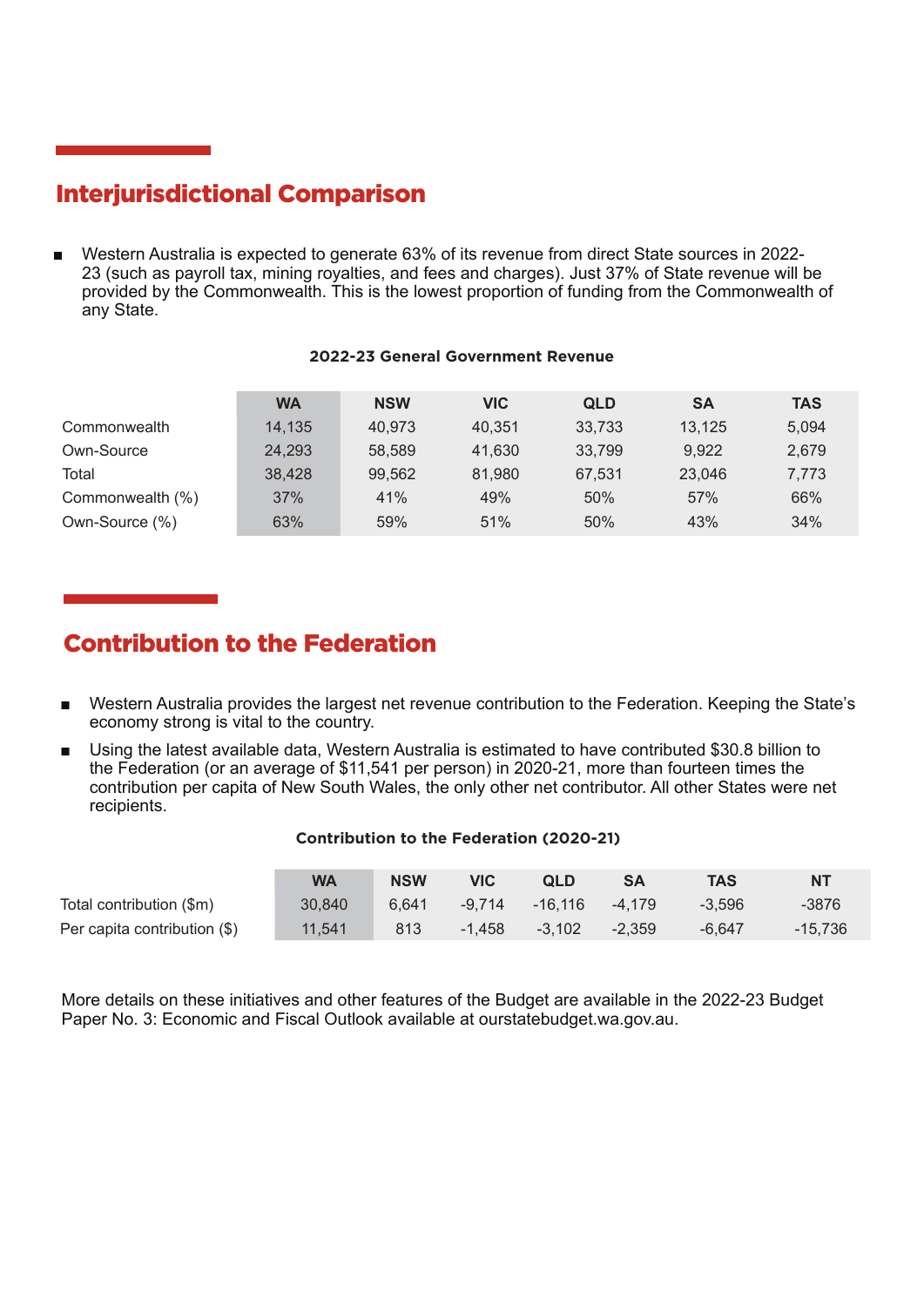## Interjurisdictional Comparison

- Western Australia is expected to generate 63% of its revenue from direct State sources in 2022-23 (such as payroll tax, mining royalties, and fees and charges). Just 37% of State revenue will be provided by the Commonwealth. This is the lowest proportion of funding from the Commonwealth of any State.

**2022-23 General Government Revenue**

| | WA | NSW | VIC | QLD | SA | TAS |
|---|---|---|---|---|---|---|
| Commonwealth | 14,135 | 40,973 | 40,351 | 33,733 | 13,125 | 5,094 |
| Own-Source | 24,293 | 58,589 | 41,630 | 33,799 | 9,922 | 2,679 |
| Total | 38,428 | 99,562 | 81,980 | 67,531 | 23,046 | 7,773 |
| Commonwealth (%) | 37% | 41% | 49% | 50% | 57% | 66% |
| Own-Source (%) | 63% | 59% | 51% | 50% | 43% | 34% |

## Contribution to the Federation

- Western Australia provides the largest net revenue contribution to the Federation. Keeping the State's economy strong is vital to the country.
- Using the latest available data, Western Australia is estimated to have contributed $30.8 billion to the Federation (or an average of $11,541 per person) in 2020-21, more than fourteen times the contribution per capita of New South Wales, the only other net contributor. All other States were net recipients.

**Contribution to the Federation (2020-21)**

| | WA | NSW | VIC | QLD | SA | TAS | NT |
|---|---|---|---|---|---|---|---|
| Total contribution ($m) | 30,840 | 6,641 | -9,714 | -16,116 | -4,179 | -3,596 | -3876 |
| Per capita contribution ($) | 11,541 | 813 | -1,458 | -3,102 | -2,359 | -6,647 | -15,736 |

More details on these initiatives and other features of the Budget are available in the 2022-23 Budget Paper No. 3: Economic and Fiscal Outlook available at ourstatebudget.wa.gov.au.